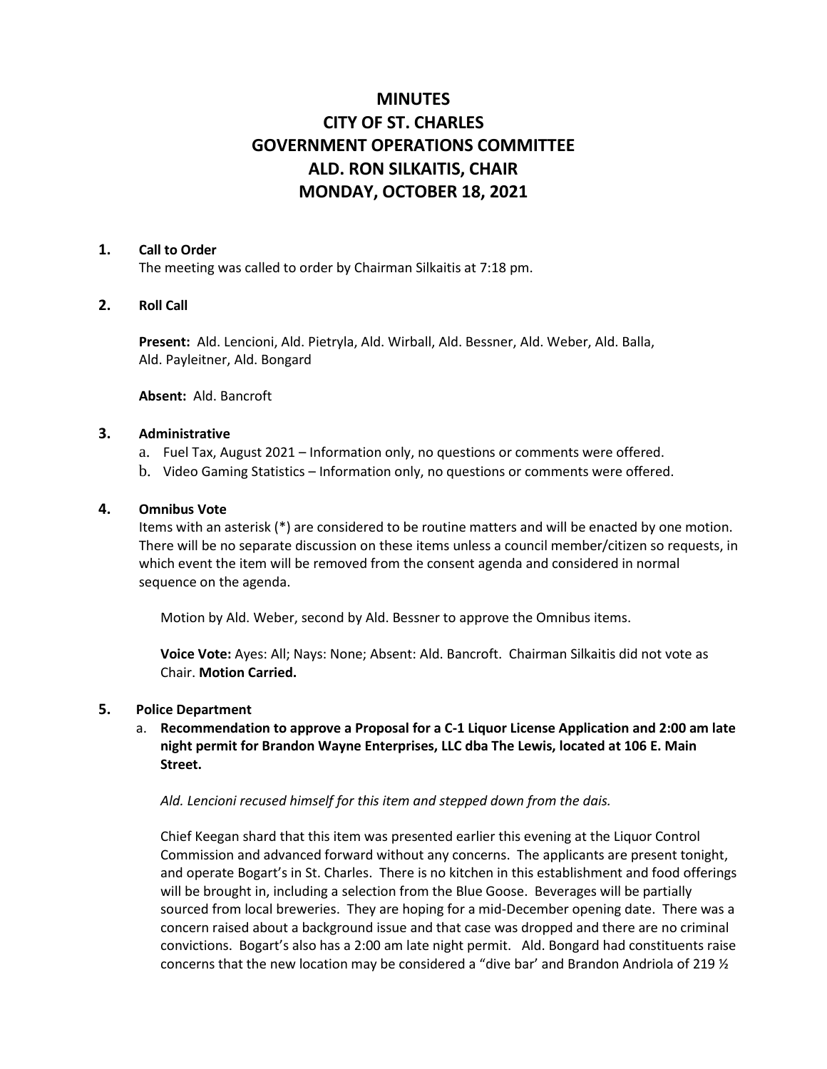# MINUTES
# CITY OF ST. CHARLES
# GOVERNMENT OPERATIONS COMMITTEE
# ALD. RON SILKAITIS, CHAIR
# MONDAY, OCTOBER 18, 2021

**1. Call to Order**

The meeting was called to order by Chairman Silkaitis at 7:18 pm.

**2. Roll Call**

**Present:** Ald. Lencioni, Ald. Pietryla, Ald. Wirball, Ald. Bessner, Ald. Weber, Ald. Balla, Ald. Payleitner, Ald. Bongard

**Absent:** Ald. Bancroft

**3. Administrative**

a. Fuel Tax, August 2021 – Information only, no questions or comments were offered.
b. Video Gaming Statistics – Information only, no questions or comments were offered.

**4. Omnibus Vote**

Items with an asterisk (*) are considered to be routine matters and will be enacted by one motion. There will be no separate discussion on these items unless a council member/citizen so requests, in which event the item will be removed from the consent agenda and considered in normal sequence on the agenda.

Motion by Ald. Weber, second by Ald. Bessner to approve the Omnibus items.

**Voice Vote:** Ayes: All; Nays: None; Absent: Ald. Bancroft. Chairman Silkaitis did not vote as Chair. **Motion Carried.**

**5. Police Department**

a. **Recommendation to approve a Proposal for a C-1 Liquor License Application and 2:00 am late night permit for Brandon Wayne Enterprises, LLC dba The Lewis, located at 106 E. Main Street.**

*Ald. Lencioni recused himself for this item and stepped down from the dais.*

Chief Keegan shard that this item was presented earlier this evening at the Liquor Control Commission and advanced forward without any concerns. The applicants are present tonight, and operate Bogart's in St. Charles. There is no kitchen in this establishment and food offerings will be brought in, including a selection from the Blue Goose. Beverages will be partially sourced from local breweries. They are hoping for a mid-December opening date. There was a concern raised about a background issue and that case was dropped and there are no criminal convictions. Bogart's also has a 2:00 am late night permit. Ald. Bongard had constituents raise concerns that the new location may be considered a "dive bar' and Brandon Andriola of 219 ½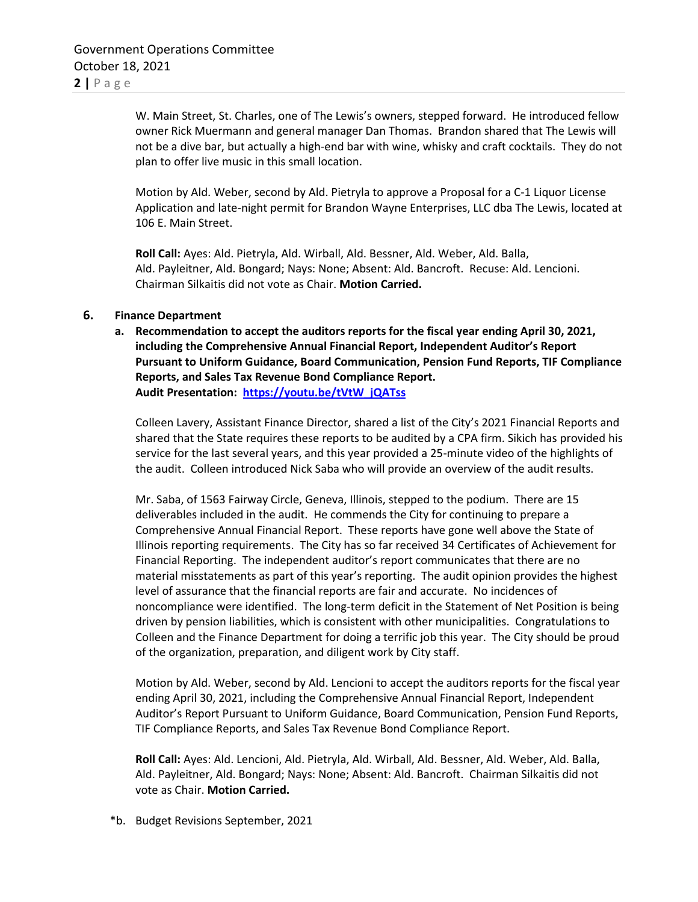W. Main Street, St. Charles, one of The Lewis's owners, stepped forward. He introduced fellow owner Rick Muermann and general manager Dan Thomas. Brandon shared that The Lewis will not be a dive bar, but actually a high-end bar with wine, whisky and craft cocktails. They do not plan to offer live music in this small location.

Motion by Ald. Weber, second by Ald. Pietryla to approve a Proposal for a C-1 Liquor License Application and late-night permit for Brandon Wayne Enterprises, LLC dba The Lewis, located at 106 E. Main Street.

**Roll Call:** Ayes: Ald. Pietryla, Ald. Wirball, Ald. Bessner, Ald. Weber, Ald. Balla, Ald. Payleitner, Ald. Bongard; Nays: None; Absent: Ald. Bancroft. Recuse: Ald. Lencioni. Chairman Silkaitis did not vote as Chair. **Motion Carried.**

**6. Finance Department**

**a. Recommendation to accept the auditors reports for the fiscal year ending April 30, 2021, including the Comprehensive Annual Financial Report, Independent Auditor's Report Pursuant to Uniform Guidance, Board Communication, Pension Fund Reports, TIF Compliance Reports, and Sales Tax Revenue Bond Compliance Report.**
**Audit Presentation: [https://youtu.be/tVtW_jQATss](https://youtu.be/tVtW_jQATss)**

Colleen Lavery, Assistant Finance Director, shared a list of the City's 2021 Financial Reports and shared that the State requires these reports to be audited by a CPA firm. Sikich has provided his service for the last several years, and this year provided a 25-minute video of the highlights of the audit. Colleen introduced Nick Saba who will provide an overview of the audit results.

Mr. Saba, of 1563 Fairway Circle, Geneva, Illinois, stepped to the podium. There are 15 deliverables included in the audit. He commends the City for continuing to prepare a Comprehensive Annual Financial Report. These reports have gone well above the State of Illinois reporting requirements. The City has so far received 34 Certificates of Achievement for Financial Reporting. The independent auditor's report communicates that there are no material misstatements as part of this year's reporting. The audit opinion provides the highest level of assurance that the financial reports are fair and accurate. No incidences of noncompliance were identified. The long-term deficit in the Statement of Net Position is being driven by pension liabilities, which is consistent with other municipalities. Congratulations to Colleen and the Finance Department for doing a terrific job this year. The City should be proud of the organization, preparation, and diligent work by City staff.

Motion by Ald. Weber, second by Ald. Lencioni to accept the auditors reports for the fiscal year ending April 30, 2021, including the Comprehensive Annual Financial Report, Independent Auditor's Report Pursuant to Uniform Guidance, Board Communication, Pension Fund Reports, TIF Compliance Reports, and Sales Tax Revenue Bond Compliance Report.

**Roll Call:** Ayes: Ald. Lencioni, Ald. Pietryla, Ald. Wirball, Ald. Bessner, Ald. Weber, Ald. Balla, Ald. Payleitner, Ald. Bongard; Nays: None; Absent: Ald. Bancroft. Chairman Silkaitis did not vote as Chair. **Motion Carried.**

*b. Budget Revisions September, 2021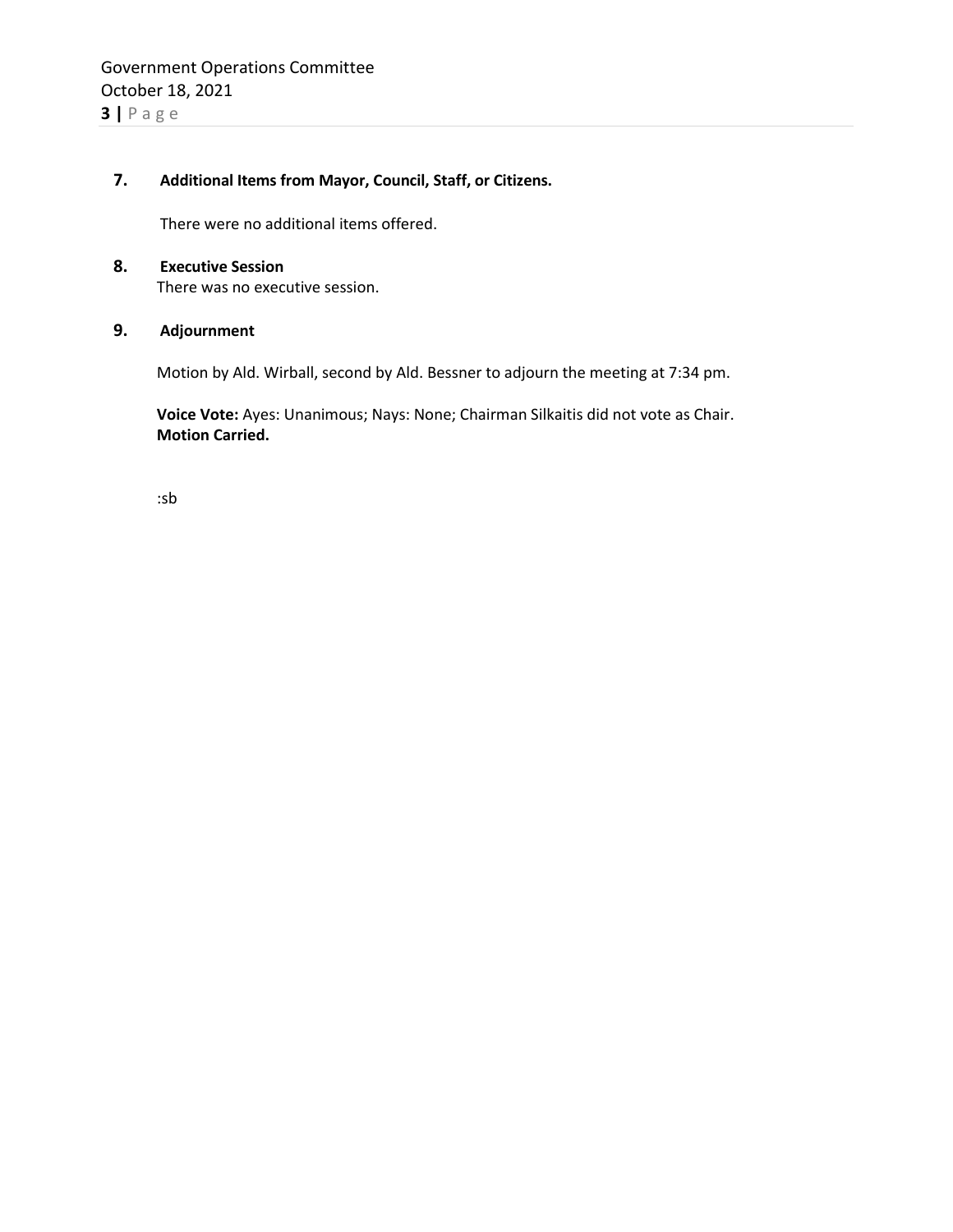## 7. Additional Items from Mayor, Council, Staff, or Citizens.

There were no additional items offered.

## 8. Executive Session

There was no executive session.

## 9. Adjournment

Motion by Ald. Wirball, second by Ald. Bessner to adjourn the meeting at 7:34 pm.

**Voice Vote:** Ayes: Unanimous; Nays: None; Chairman Silkaitis did not vote as Chair.
**Motion Carried.**

:sb